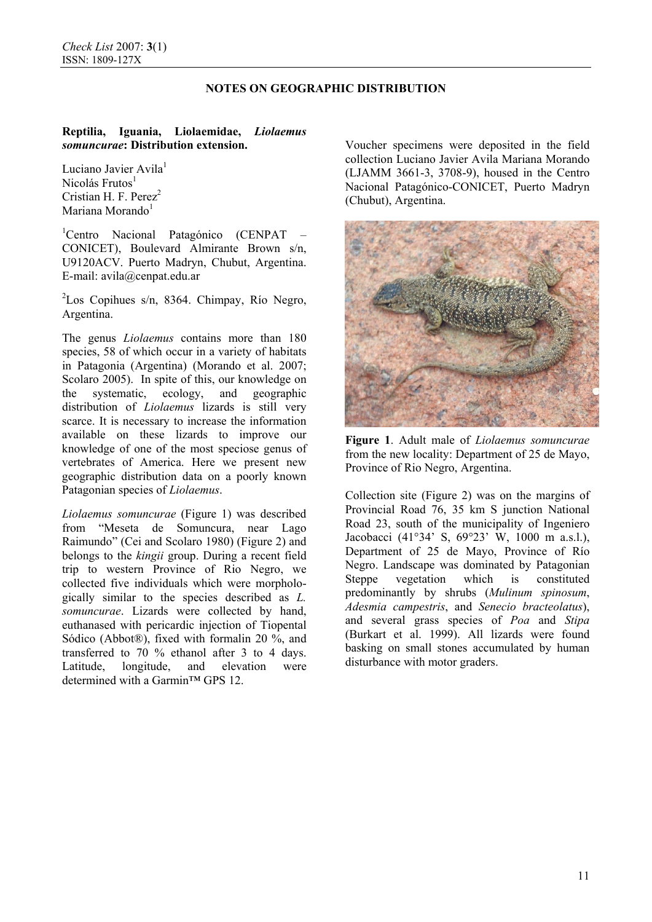**NOTES ON GEOGRAPHIC DISTRIBUTION**

# Reptilia, Iguania, Liolaemidae, *Liolaemus somuncurae*: Distribution extension.

Luciano Javier Avila[1]
Nicolás Frutos[1]
Cristian H. F. Perez[2]
Mariana Morando[1]

[1]Centro Nacional Patagónico (CENPAT – CONICET), Boulevard Almirante Brown s/n, U9120ACV. Puerto Madryn, Chubut, Argentina. E-mail: avila@cenpat.edu.ar

[2]Los Copihues s/n, 8364. Chimpay, Río Negro, Argentina.

The genus *Liolaemus* contains more than 180 species, 58 of which occur in a variety of habitats in Patagonia (Argentina) (Morando et al. 2007; Scolaro 2005). In spite of this, our knowledge on the systematic, ecology, and geographic distribution of *Liolaemus* lizards is still very scarce. It is necessary to increase the information available on these lizards to improve our knowledge of one of the most speciose genus of vertebrates of America. Here we present new geographic distribution data on a poorly known Patagonian species of *Liolaemus*.

*Liolaemus somuncurae* (Figure 1) was described from "Meseta de Somuncura, near Lago Raimundo" (Cei and Scolaro 1980) (Figure 2) and belongs to the *kingii* group. During a recent field trip to western Province of Rio Negro, we collected five individuals which were morphologically similar to the species described as *L. somuncurae*. Lizards were collected by hand, euthanased with pericardic injection of Tiopental Sódico (Abbot®), fixed with formalin 20 %, and transferred to 70 % ethanol after 3 to 4 days. Latitude, longitude, and elevation were determined with a Garmin™ GPS 12.

Voucher specimens were deposited in the field collection Luciano Javier Avila Mariana Morando (LJAMM 3661-3, 3708-9), housed in the Centro Nacional Patagónico-CONICET, Puerto Madryn (Chubut), Argentina.

**Figure 1**. Adult male of *Liolaemus somuncurae* from the new locality: Department of 25 de Mayo, Province of Rio Negro, Argentina.

Collection site (Figure 2) was on the margins of Provincial Road 76, 35 km S junction National Road 23, south of the municipality of Ingeniero Jacobacci (41°34' S, 69°23' W, 1000 m a.s.l.), Department of 25 de Mayo, Province of Río Negro. Landscape was dominated by Patagonian Steppe vegetation which is constituted predominantly by shrubs (*Mulinum spinosum*, *Adesmia campestris*, and *Senecio bracteolatus*), and several grass species of *Poa* and *Stipa* (Burkart et al. 1999). All lizards were found basking on small stones accumulated by human disturbance with motor graders.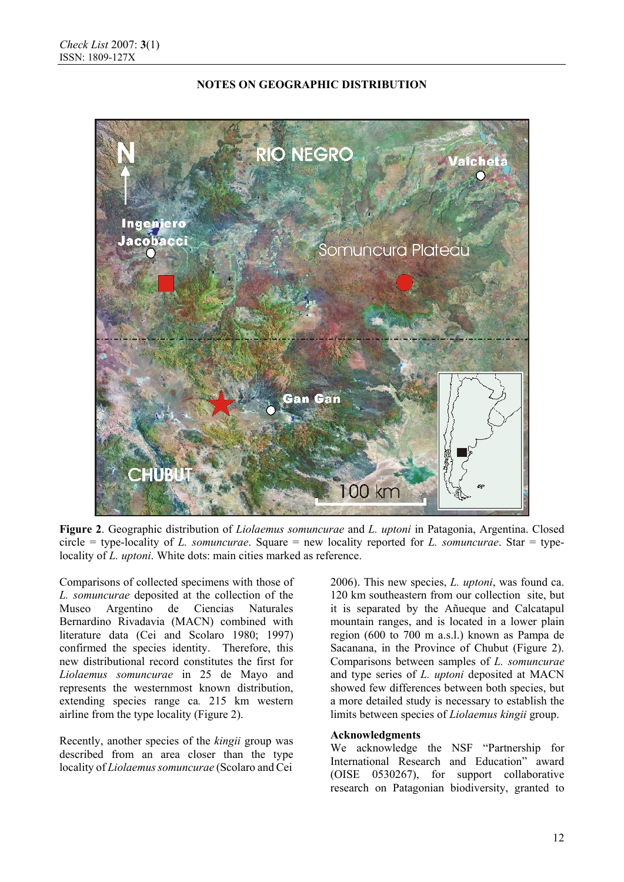## NOTES ON GEOGRAPHIC DISTRIBUTION

**Figure 2**. Geographic distribution of *Liolaemus somuncurae* and *L. uptoni* in Patagonia, Argentina. Closed circle = type-locality of *L. somuncurae*. Square = new locality reported for *L. somuncurae*. Star = type-locality of *L. uptoni*. White dots: main cities marked as reference.

Comparisons of collected specimens with those of *L. somuncurae* deposited at the collection of the Museo Argentino de Ciencias Naturales Bernardino Rivadavia (MACN) combined with literature data (Cei and Scolaro 1980; 1997) confirmed the species identity. Therefore, this new distributional record constitutes the first for *Liolaemus somuncurae* in 25 de Mayo and represents the westernmost known distribution, extending species range ca. 215 km western airline from the type locality (Figure 2).

Recently, another species of the *kingii* group was described from an area closer than the type locality of *Liolaemus somuncurae* (Scolaro and Cei 2006). This new species, *L. uptoni*, was found ca. 120 km southeastern from our collection site, but it is separated by the Añueque and Calcatapul mountain ranges, and is located in a lower plain region (600 to 700 m a.s.l.) known as Pampa de Sacanana, in the Province of Chubut (Figure 2). Comparisons between samples of *L. somuncurae* and type series of *L. uptoni* deposited at MACN showed few differences between both species, but a more detailed study is necessary to establish the limits between species of *Liolaemus kingii* group.

### Acknowledgments

We acknowledge the NSF "Partnership for International Research and Education" award (OISE 0530267), for support collaborative research on Patagonian biodiversity, granted to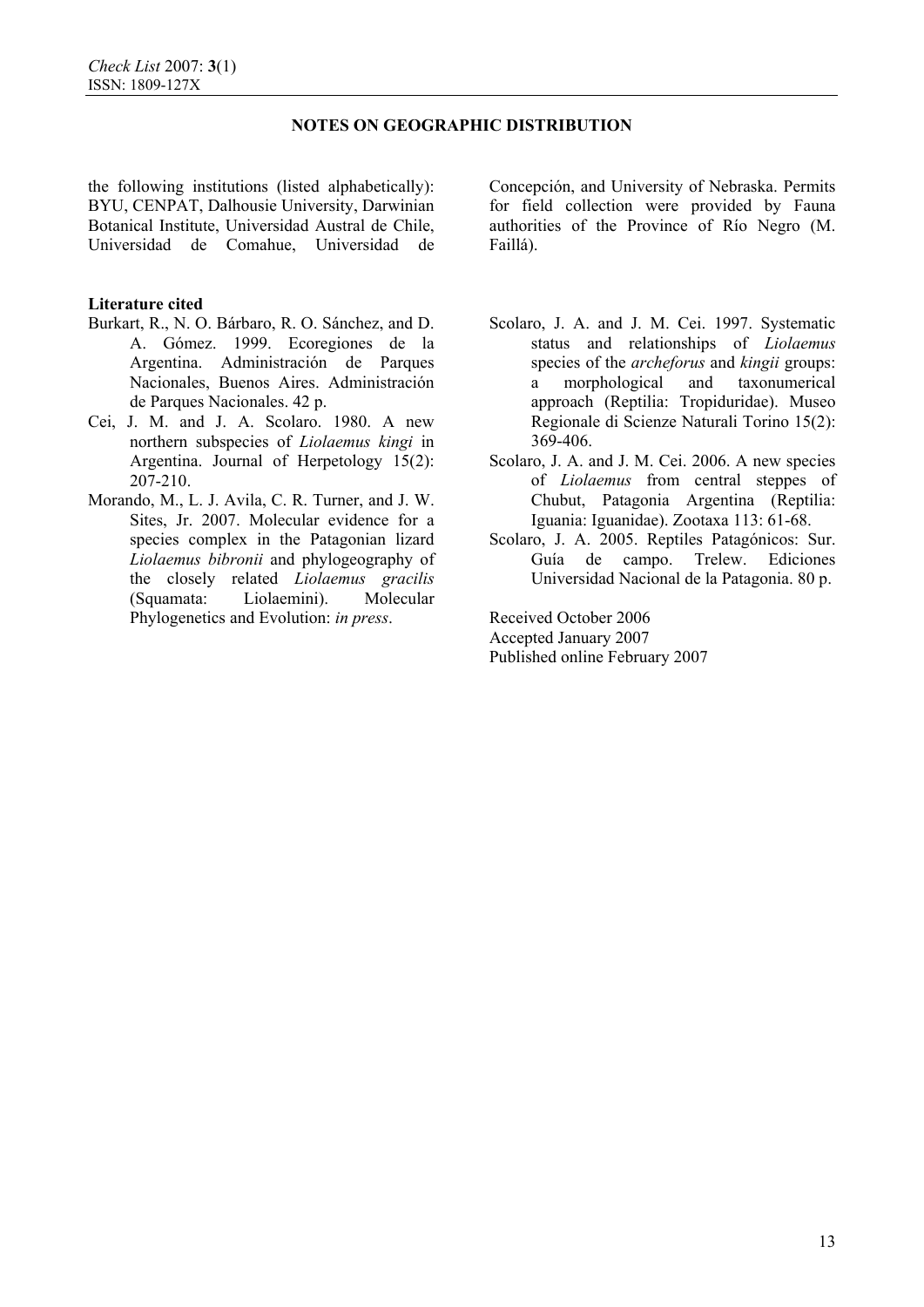**NOTES ON GEOGRAPHIC DISTRIBUTION**

the following institutions (listed alphabetically): BYU, CENPAT, Dalhousie University, Darwinian Botanical Institute, Universidad Austral de Chile, Universidad de Comahue, Universidad de Concepción, and University of Nebraska. Permits for field collection were provided by Fauna authorities of the Province of Río Negro (M. Faillá).

**Literature cited**

Burkart, R., N. O. Bárbaro, R. O. Sánchez, and D. A. Gómez. 1999. Ecoregiones de la Argentina. Administración de Parques Nacionales, Buenos Aires. Administración de Parques Nacionales. 42 p.

Cei, J. M. and J. A. Scolaro. 1980. A new northern subspecies of *Liolaemus kingi* in Argentina. Journal of Herpetology 15(2): 207-210.

Morando, M., L. J. Avila, C. R. Turner, and J. W. Sites, Jr. 2007. Molecular evidence for a species complex in the Patagonian lizard *Liolaemus bibronii* and phylogeography of the closely related *Liolaemus gracilis* (Squamata: Liolaemini). Molecular Phylogenetics and Evolution: *in press*.

Scolaro, J. A. and J. M. Cei. 1997. Systematic status and relationships of *Liolaemus* species of the *archeforus* and *kingii* groups: a morphological and taxonumerical approach (Reptilia: Tropiduridae). Museo Regionale di Scienze Naturali Torino 15(2): 369-406.

Scolaro, J. A. and J. M. Cei. 2006. A new species of *Liolaemus* from central steppes of Chubut, Patagonia Argentina (Reptilia: Iguania: Iguanidae). Zootaxa 113: 61-68.

Scolaro, J. A. 2005. Reptiles Patagónicos: Sur. Guía de campo. Trelew. Ediciones Universidad Nacional de la Patagonia. 80 p.

Received October 2006
Accepted January 2007
Published online February 2007